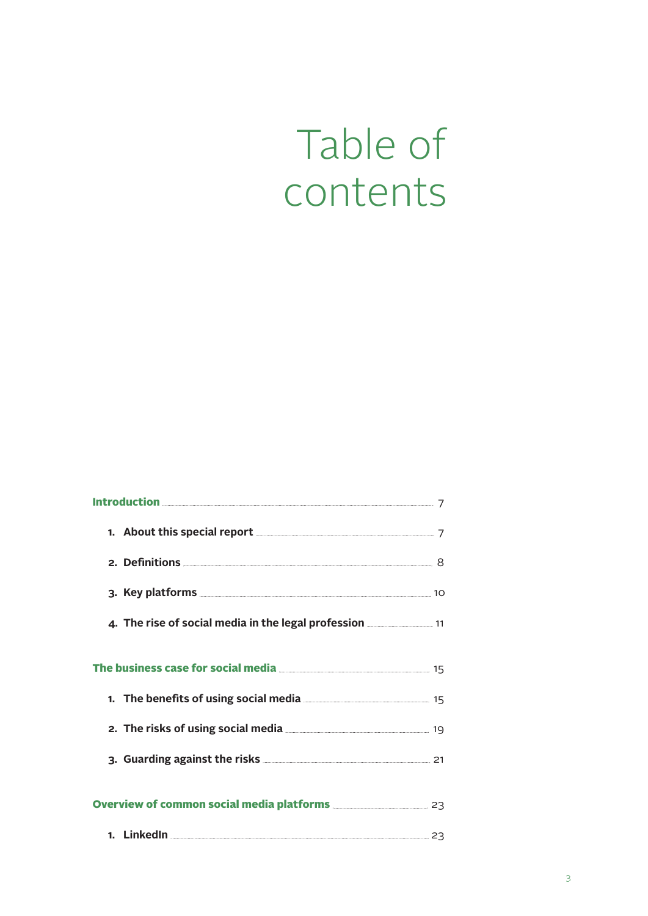# Table of contents

**Introduction** ... 7

1. **About this special report** ... 7
2. **Definitions** ... 8
3. **Key platforms** ... 10
4. **The rise of social media in the legal profession** ... 11

**The business case for social media** ... 15

1. **The benefits of using social media** ... 15
2. **The risks of using social media** ... 19
3. **Guarding against the risks** ... 21

**Overview of common social media platforms** ... 23

1. **LinkedIn** ... 23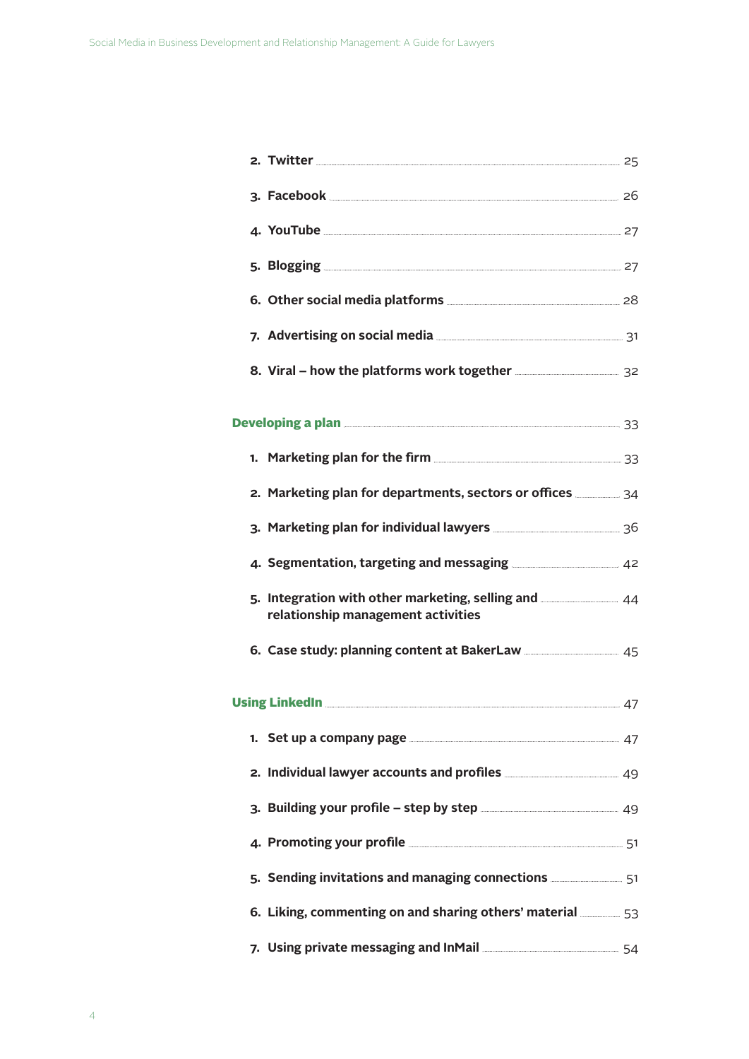2. Twitter ..... 25
3. Facebook ..... 26
4. YouTube ..... 27
5. Blogging ..... 27
6. Other social media platforms ..... 28
7. Advertising on social media ..... 31
8. Viral – how the platforms work together ..... 32

**Developing a plan** ..... 33

1. Marketing plan for the firm ..... 33
2. Marketing plan for departments, sectors or offices ..... 34
3. Marketing plan for individual lawyers ..... 36
4. Segmentation, targeting and messaging ..... 42
5. Integration with other marketing, selling and relationship management activities ..... 44
6. Case study: planning content at BakerLaw ..... 45

**Using LinkedIn** ..... 47

1. Set up a company page ..... 47
2. Individual lawyer accounts and profiles ..... 49
3. Building your profile – step by step ..... 49
4. Promoting your profile ..... 51
5. Sending invitations and managing connections ..... 51
6. Liking, commenting on and sharing others' material ..... 53
7. Using private messaging and InMail ..... 54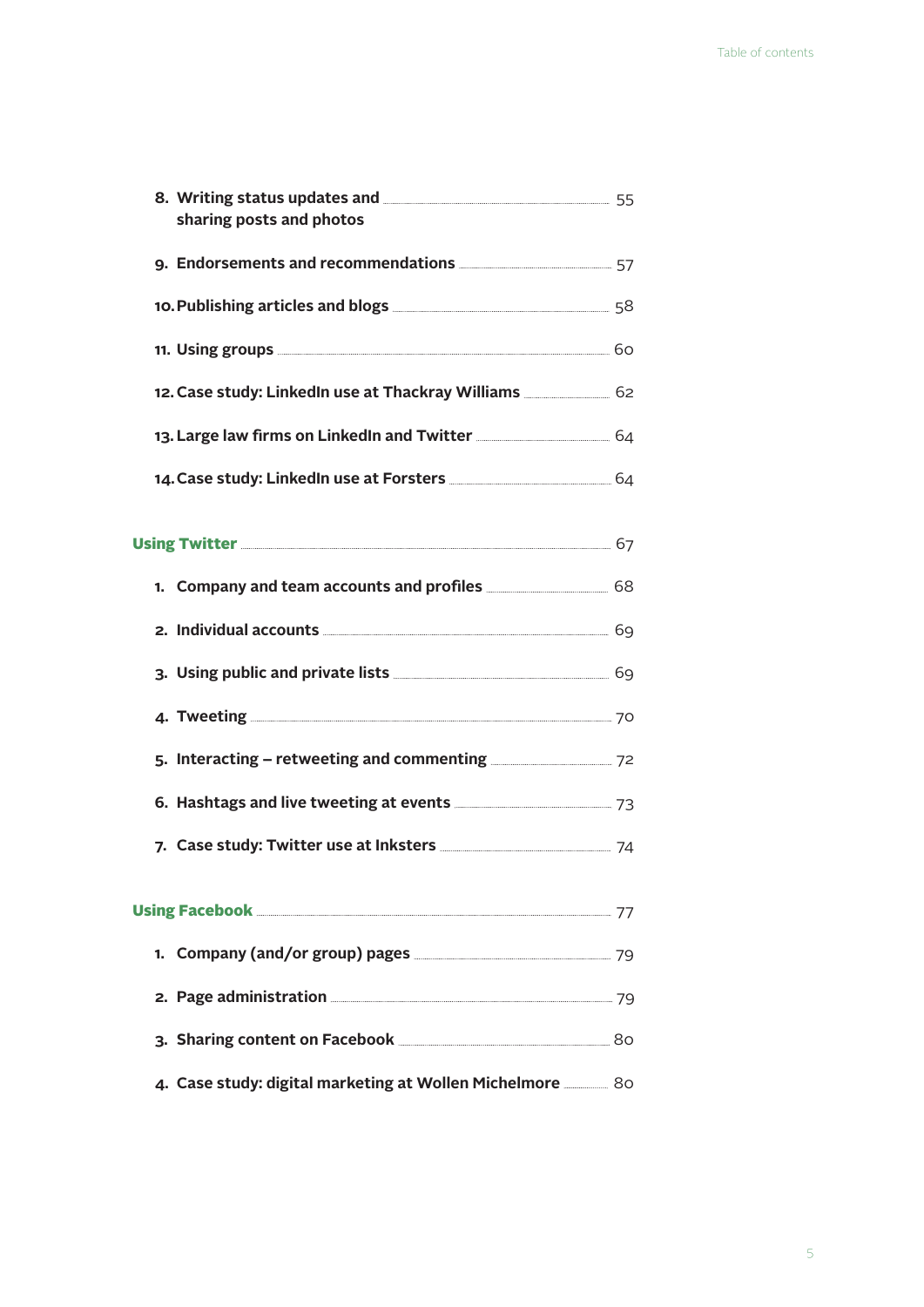8. **Writing status updates and sharing posts and photos** ..... 55
9. **Endorsements and recommendations** ..... 57
10. **Publishing articles and blogs** ..... 58
11. **Using groups** ..... 60
12. **Case study: LinkedIn use at Thackray Williams** ..... 62
13. **Large law firms on LinkedIn and Twitter** ..... 64
14. **Case study: LinkedIn use at Forsters** ..... 64

**Using Twitter** ..... 67

1. **Company and team accounts and profiles** ..... 68
2. **Individual accounts** ..... 69
3. **Using public and private lists** ..... 69
4. **Tweeting** ..... 70
5. **Interacting – retweeting and commenting** ..... 72
6. **Hashtags and live tweeting at events** ..... 73
7. **Case study: Twitter use at Inksters** ..... 74

**Using Facebook** ..... 77

1. **Company (and/or group) pages** ..... 79
2. **Page administration** ..... 79
3. **Sharing content on Facebook** ..... 80
4. **Case study: digital marketing at Wollen Michelmore** ..... 80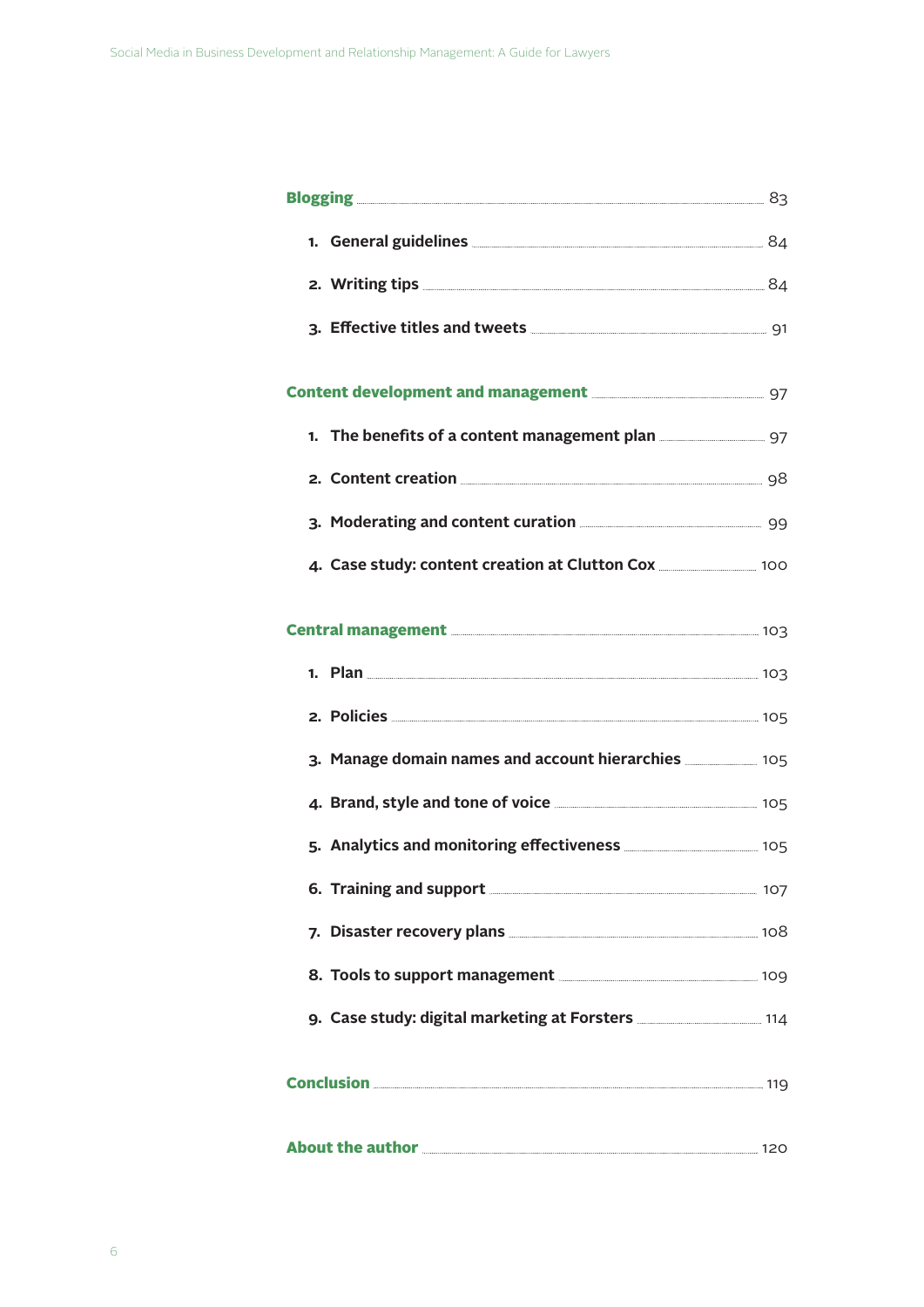| | |
|---|---|
| **Blogging** | 83 |
| 1. General guidelines | 84 |
| 2. Writing tips | 84 |
| 3. Effective titles and tweets | 91 |
| **Content development and management** | 97 |
| 1. The benefits of a content management plan | 97 |
| 2. Content creation | 98 |
| 3. Moderating and content curation | 99 |
| 4. Case study: content creation at Clutton Cox | 100 |
| **Central management** | 103 |
| 1. Plan | 103 |
| 2. Policies | 105 |
| 3. Manage domain names and account hierarchies | 105 |
| 4. Brand, style and tone of voice | 105 |
| 5. Analytics and monitoring effectiveness | 105 |
| 6. Training and support | 107 |
| 7. Disaster recovery plans | 108 |
| 8. Tools to support management | 109 |
| 9. Case study: digital marketing at Forsters | 114 |
| **Conclusion** | 119 |
| **About the author** | 120 |